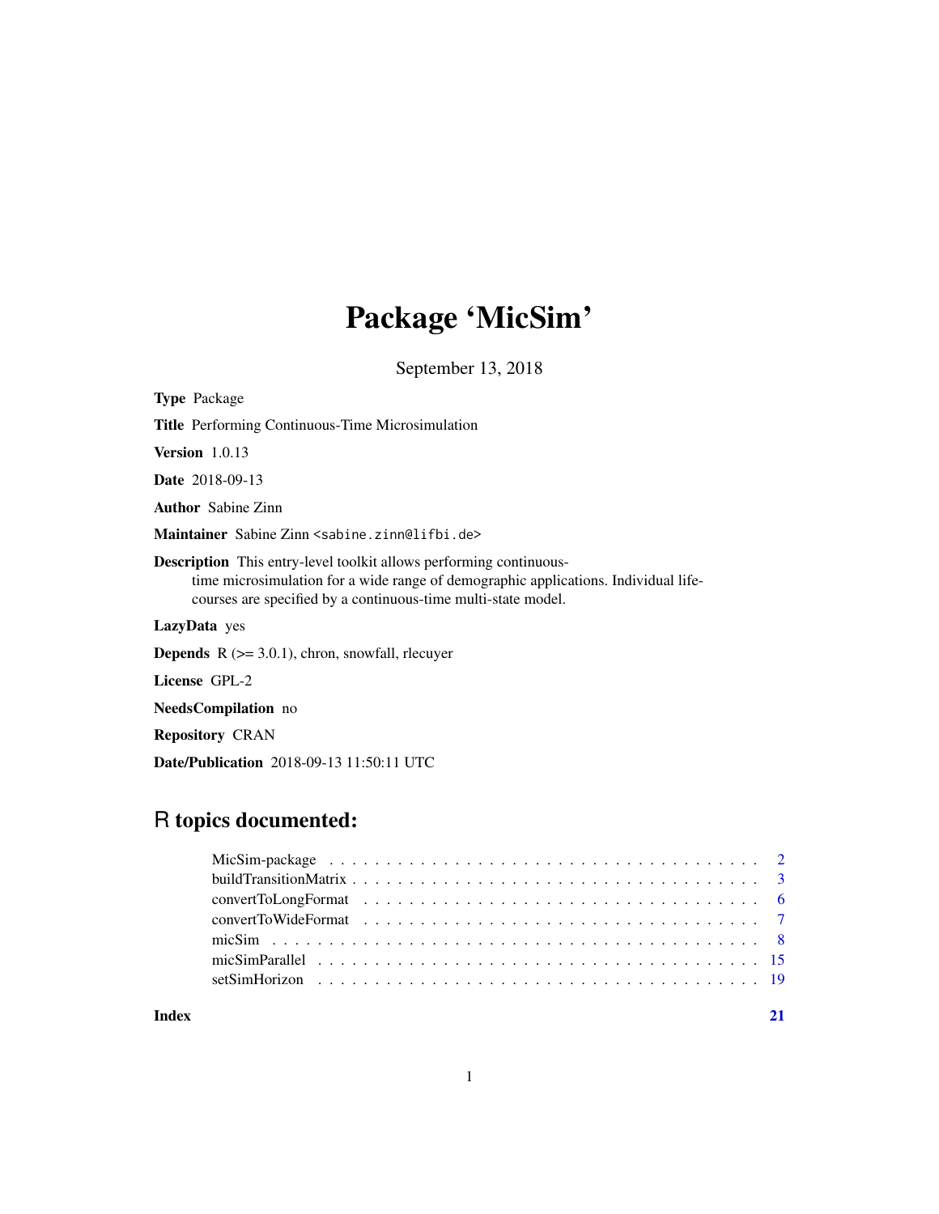# Package 'MicSim'

September 13, 2018

**Type** Package

**Title** Performing Continuous-Time Microsimulation

**Version** 1.0.13

**Date** 2018-09-13

**Author** Sabine Zinn

**Maintainer** Sabine Zinn <sabine.zinn@lifbi.de>

**Description** This entry-level toolkit allows performing continuous-time microsimulation for a wide range of demographic applications. Individual life-courses are specified by a continuous-time multi-state model.

**LazyData** yes

**Depends** R (>= 3.0.1), chron, snowfall, rlecuyer

**License** GPL-2

**NeedsCompilation** no

**Repository** CRAN

**Date/Publication** 2018-09-13 11:50:11 UTC

## R topics documented:

| | |
|---|---|
| MicSim-package | 2 |
| buildTransitionMatrix | 3 |
| convertToLongFormat | 6 |
| convertToWideFormat | 7 |
| micSim | 8 |
| micSimParallel | 15 |
| setSimHorizon | 19 |
| **Index** | **21** |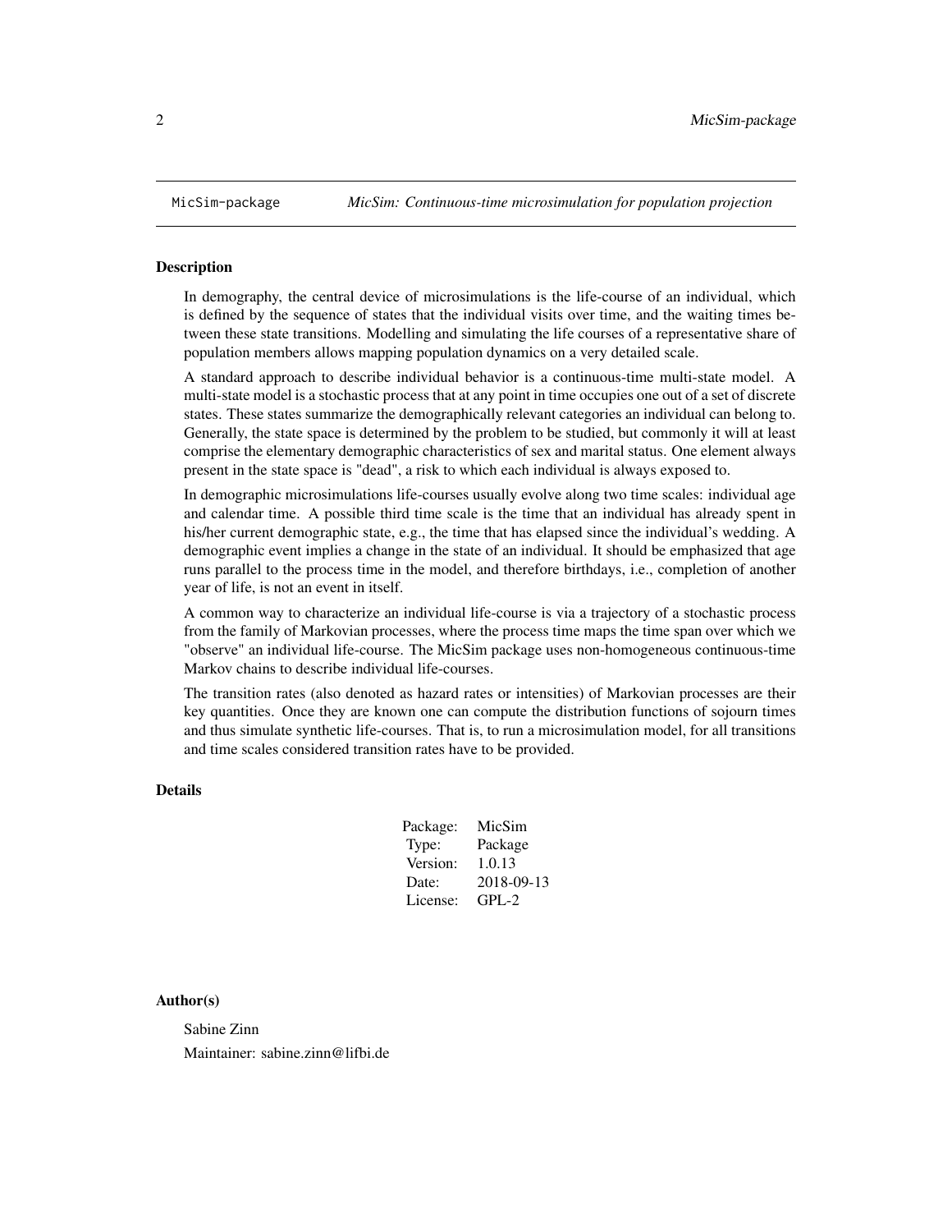MicSim-package    *MicSim: Continuous-time microsimulation for population projection*

## Description

In demography, the central device of microsimulations is the life-course of an individual, which is defined by the sequence of states that the individual visits over time, and the waiting times between these state transitions. Modelling and simulating the life courses of a representative share of population members allows mapping population dynamics on a very detailed scale.

A standard approach to describe individual behavior is a continuous-time multi-state model. A multi-state model is a stochastic process that at any point in time occupies one out of a set of discrete states. These states summarize the demographically relevant categories an individual can belong to. Generally, the state space is determined by the problem to be studied, but commonly it will at least comprise the elementary demographic characteristics of sex and marital status. One element always present in the state space is "dead", a risk to which each individual is always exposed to.

In demographic microsimulations life-courses usually evolve along two time scales: individual age and calendar time. A possible third time scale is the time that an individual has already spent in his/her current demographic state, e.g., the time that has elapsed since the individual's wedding. A demographic event implies a change in the state of an individual. It should be emphasized that age runs parallel to the process time in the model, and therefore birthdays, i.e., completion of another year of life, is not an event in itself.

A common way to characterize an individual life-course is via a trajectory of a stochastic process from the family of Markovian processes, where the process time maps the time span over which we "observe" an individual life-course. The MicSim package uses non-homogeneous continuous-time Markov chains to describe individual life-courses.

The transition rates (also denoted as hazard rates or intensities) of Markovian processes are their key quantities. Once they are known one can compute the distribution functions of sojourn times and thus simulate synthetic life-courses. That is, to run a microsimulation model, for all transitions and time scales considered transition rates have to be provided.

## Details

| | |
|---|---|
| Package: | MicSim |
| Type: | Package |
| Version: | 1.0.13 |
| Date: | 2018-09-13 |
| License: | GPL-2 |

## Author(s)

Sabine Zinn

Maintainer: sabine.zinn@lifbi.de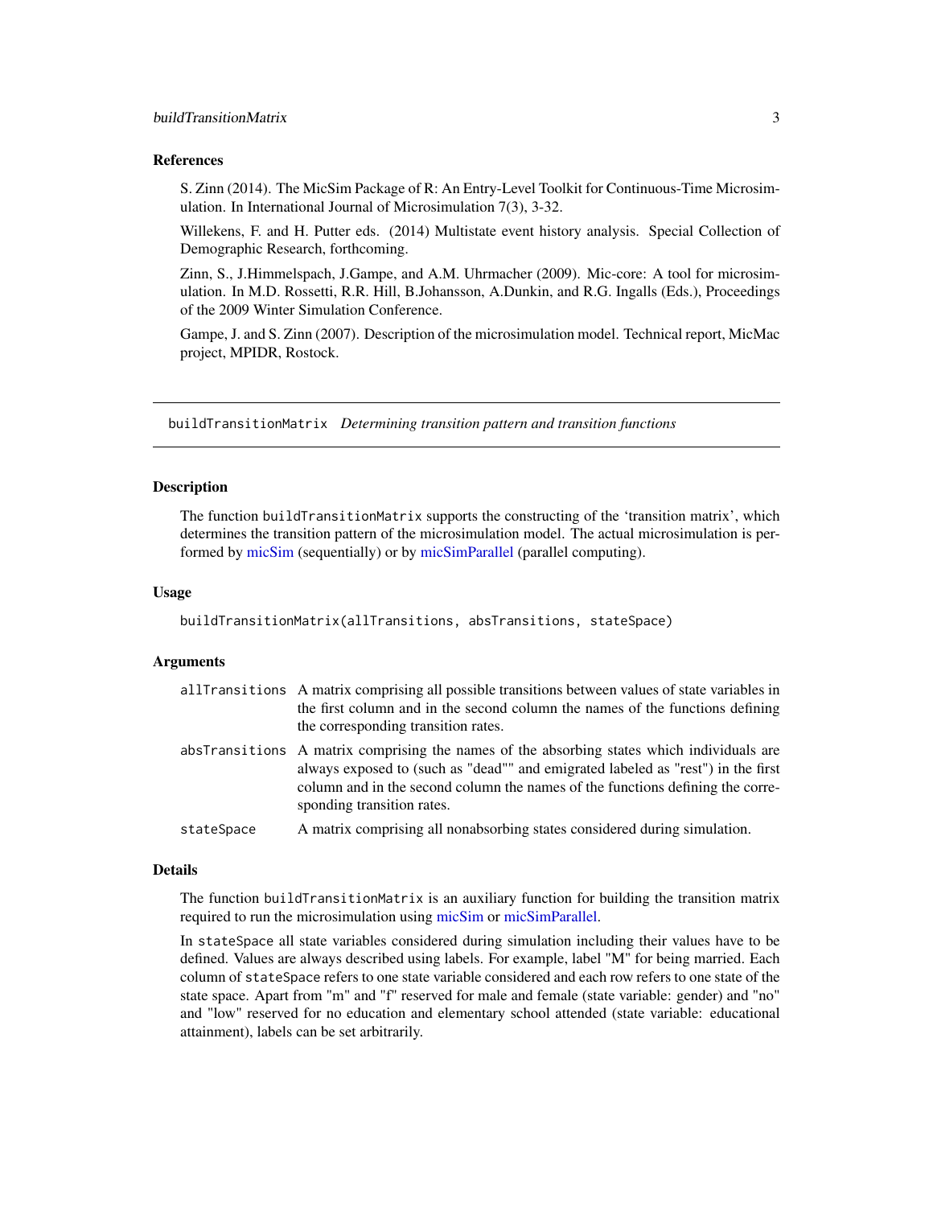### References

S. Zinn (2014). The MicSim Package of R: An Entry-Level Toolkit for Continuous-Time Microsimulation. In International Journal of Microsimulation 7(3), 3-32.

Willekens, F. and H. Putter eds. (2014) Multistate event history analysis. Special Collection of Demographic Research, forthcoming.

Zinn, S., J.Himmelspach, J.Gampe, and A.M. Uhrmacher (2009). Mic-core: A tool for microsimulation. In M.D. Rossetti, R.R. Hill, B.Johansson, A.Dunkin, and R.G. Ingalls (Eds.), Proceedings of the 2009 Winter Simulation Conference.

Gampe, J. and S. Zinn (2007). Description of the microsimulation model. Technical report, MicMac project, MPIDR, Rostock.

---

## buildTransitionMatrix *Determining transition pattern and transition functions*

### Description

The function `buildTransitionMatrix` supports the constructing of the 'transition matrix', which determines the transition pattern of the microsimulation model. The actual microsimulation is performed by micSim (sequentially) or by micSimParallel (parallel computing).

### Usage

```
buildTransitionMatrix(allTransitions, absTransitions, stateSpace)
```

### Arguments

| | |
|---|---|
| `allTransitions` | A matrix comprising all possible transitions between values of state variables in the first column and in the second column the names of the functions defining the corresponding transition rates. |
| `absTransitions` | A matrix comprising the names of the absorbing states which individuals are always exposed to (such as "dead"" and emigrated labeled as "rest") in the first column and in the second column the names of the functions defining the corresponding transition rates. |
| `stateSpace` | A matrix comprising all nonabsorbing states considered during simulation. |

### Details

The function `buildTransitionMatrix` is an auxiliary function for building the transition matrix required to run the microsimulation using micSim or micSimParallel.

In `stateSpace` all state variables considered during simulation including their values have to be defined. Values are always described using labels. For example, label "M" for being married. Each column of `stateSpace` refers to one state variable considered and each row refers to one state of the state space. Apart from "m" and "f" reserved for male and female (state variable: gender) and "no" and "low" reserved for no education and elementary school attended (state variable: educational attainment), labels can be set arbitrarily.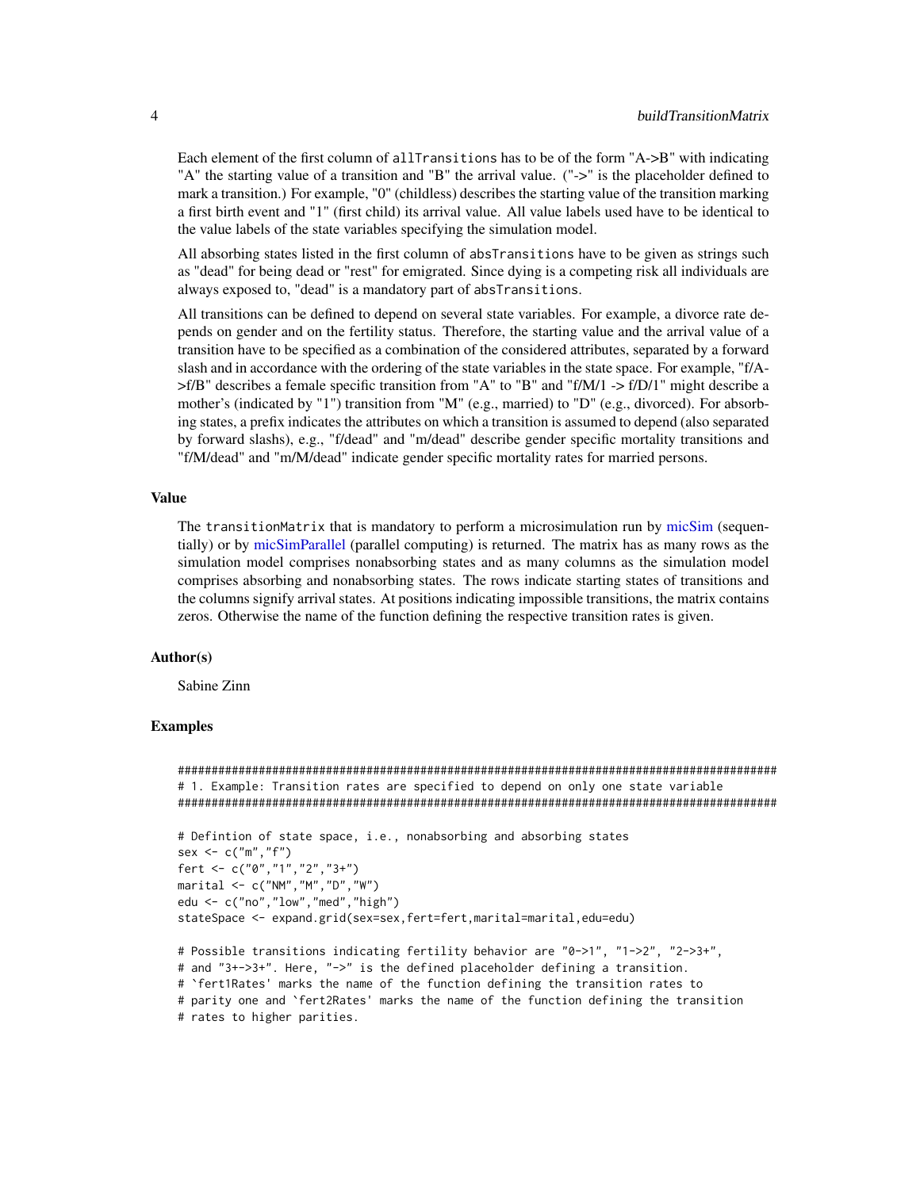Each element of the first column of `allTransitions` has to be of the form "A->B" with indicating "A" the starting value of a transition and "B" the arrival value. ("->" is the placeholder defined to mark a transition.) For example, "0" (childless) describes the starting value of the transition marking a first birth event and "1" (first child) its arrival value. All value labels used have to be identical to the value labels of the state variables specifying the simulation model.

All absorbing states listed in the first column of `absTransitions` have to be given as strings such as "dead" for being dead or "rest" for emigrated. Since dying is a competing risk all individuals are always exposed to, "dead" is a mandatory part of `absTransitions`.

All transitions can be defined to depend on several state variables. For example, a divorce rate depends on gender and on the fertility status. Therefore, the starting value and the arrival value of a transition have to be specified as a combination of the considered attributes, separated by a forward slash and in accordance with the ordering of the state variables in the state space. For example, "f/A->f/B" describes a female specific transition from "A" to "B" and "f/M/1 -> f/D/1" might describe a mother's (indicated by "1") transition from "M" (e.g., married) to "D" (e.g., divorced). For absorbing states, a prefix indicates the attributes on which a transition is assumed to depend (also separated by forward slashs), e.g., "f/dead" and "m/dead" describe gender specific mortality transitions and "f/M/dead" and "m/M/dead" indicate gender specific mortality rates for married persons.

### Value

The `transitionMatrix` that is mandatory to perform a microsimulation run by micSim (sequentially) or by micSimParallel (parallel computing) is returned. The matrix has as many rows as the simulation model comprises nonabsorbing states and as many columns as the simulation model comprises absorbing and nonabsorbing states. The rows indicate starting states of transitions and the columns signify arrival states. At positions indicating impossible transitions, the matrix contains zeros. Otherwise the name of the function defining the respective transition rates is given.

### Author(s)

Sabine Zinn

### Examples

```
############################################################################################
# 1. Example: Transition rates are specified to depend on only one state variable
############################################################################################

# Defintion of state space, i.e., nonabsorbing and absorbing states
sex <- c("m","f")
fert <- c("0","1","2","3+")
marital <- c("NM","M","D","W")
edu <- c("no","low","med","high")
stateSpace <- expand.grid(sex=sex,fert=fert,marital=marital,edu=edu)

# Possible transitions indicating fertility behavior are "0->1", "1->2", "2->3+",
# and "3+->3+". Here, "->" is the defined placeholder defining a transition.
# `fert1Rates' marks the name of the function defining the transition rates to
# parity one and `fert2Rates' marks the name of the function defining the transition
# rates to higher parities.
```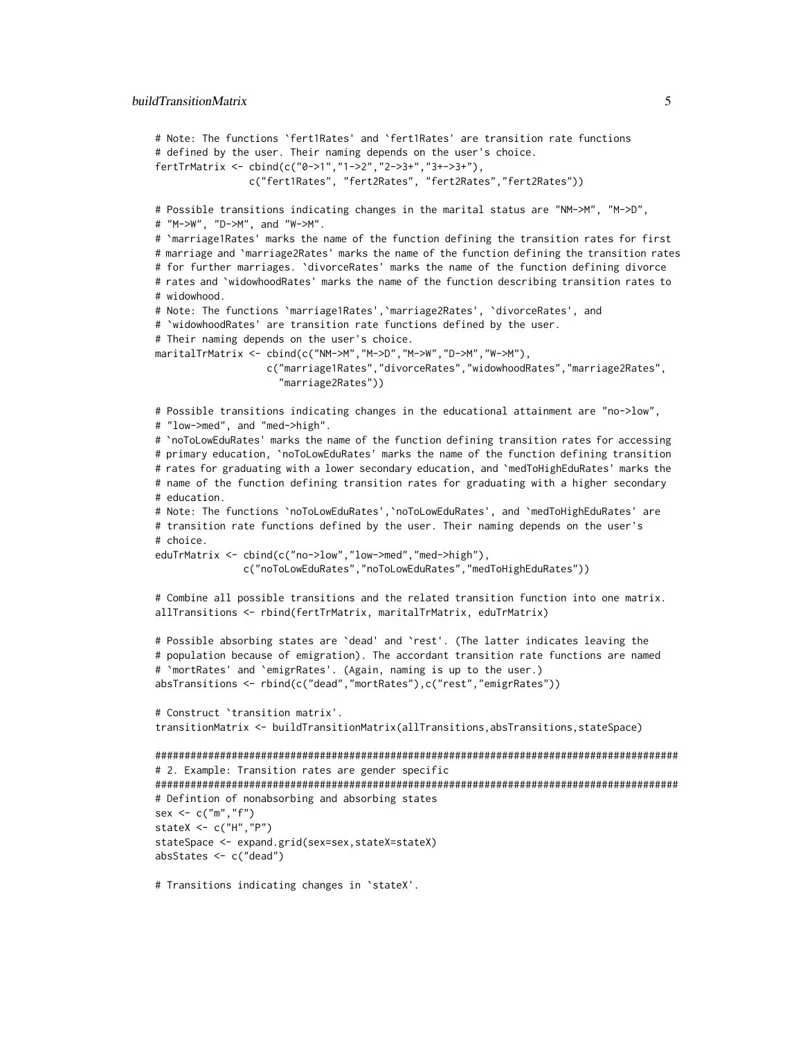```
# Note: The functions `fert1Rates' and `fert1Rates' are transition rate functions
# defined by the user. Their naming depends on the user's choice.
fertTrMatrix <- cbind(c("0->1","1->2","2->3+","3+->3+"),
                c("fert1Rates", "fert2Rates", "fert2Rates","fert2Rates"))

# Possible transitions indicating changes in the marital status are "NM->M", "M->D",
# "M->W", "D->M", and "W->M".
# `marriage1Rates' marks the name of the function defining the transition rates for first
# marriage and `marriage2Rates' marks the name of the function defining the transition rates
# for further marriages. `divorceRates' marks the name of the function defining divorce
# rates and `widowhoodRates' marks the name of the function describing transition rates to
# widowhood.
# Note: The functions `marriage1Rates',`marriage2Rates', `divorceRates', and
# `widowhoodRates' are transition rate functions defined by the user.
# Their naming depends on the user's choice.
maritalTrMatrix <- cbind(c("NM->M","M->D","M->W","D->M","W->M"),
                  c("marriage1Rates","divorceRates","widowhoodRates","marriage2Rates",
                    "marriage2Rates"))

# Possible transitions indicating changes in the educational attainment are "no->low",
# "low->med", and "med->high".
# `noToLowEduRates' marks the name of the function defining transition rates for accessing
# primary education, `noToLowEduRates' marks the name of the function defining transition
# rates for graduating with a lower secondary education, and `medToHighEduRates' marks the
# name of the function defining transition rates for graduating with a higher secondary
# education.
# Note: The functions `noToLowEduRates',`noToLowEduRates', and `medToHighEduRates' are
# transition rate functions defined by the user. Their naming depends on the user's
# choice.
eduTrMatrix <- cbind(c("no->low","low->med","med->high"),
              c("noToLowEduRates","noToLowEduRates","medToHighEduRates"))

# Combine all possible transitions and the related transition function into one matrix.
allTransitions <- rbind(fertTrMatrix, maritalTrMatrix, eduTrMatrix)

# Possible absorbing states are `dead' and `rest'. (The latter indicates leaving the
# population because of emigration). The accordant transition rate functions are named
# `mortRates' and `emigrRates'. (Again, naming is up to the user.)
absTransitions <- rbind(c("dead","mortRates"),c("rest","emigrRates"))

# Construct `transition matrix'.
transitionMatrix <- buildTransitionMatrix(allTransitions,absTransitions,stateSpace)

#########################################################################################
# 2. Example: Transition rates are gender specific
#########################################################################################
# Defintion of nonabsorbing and absorbing states
sex <- c("m","f")
stateX <- c("H","P")
stateSpace <- expand.grid(sex=sex,stateX=stateX)
absStates <- c("dead")

# Transitions indicating changes in `stateX'.
```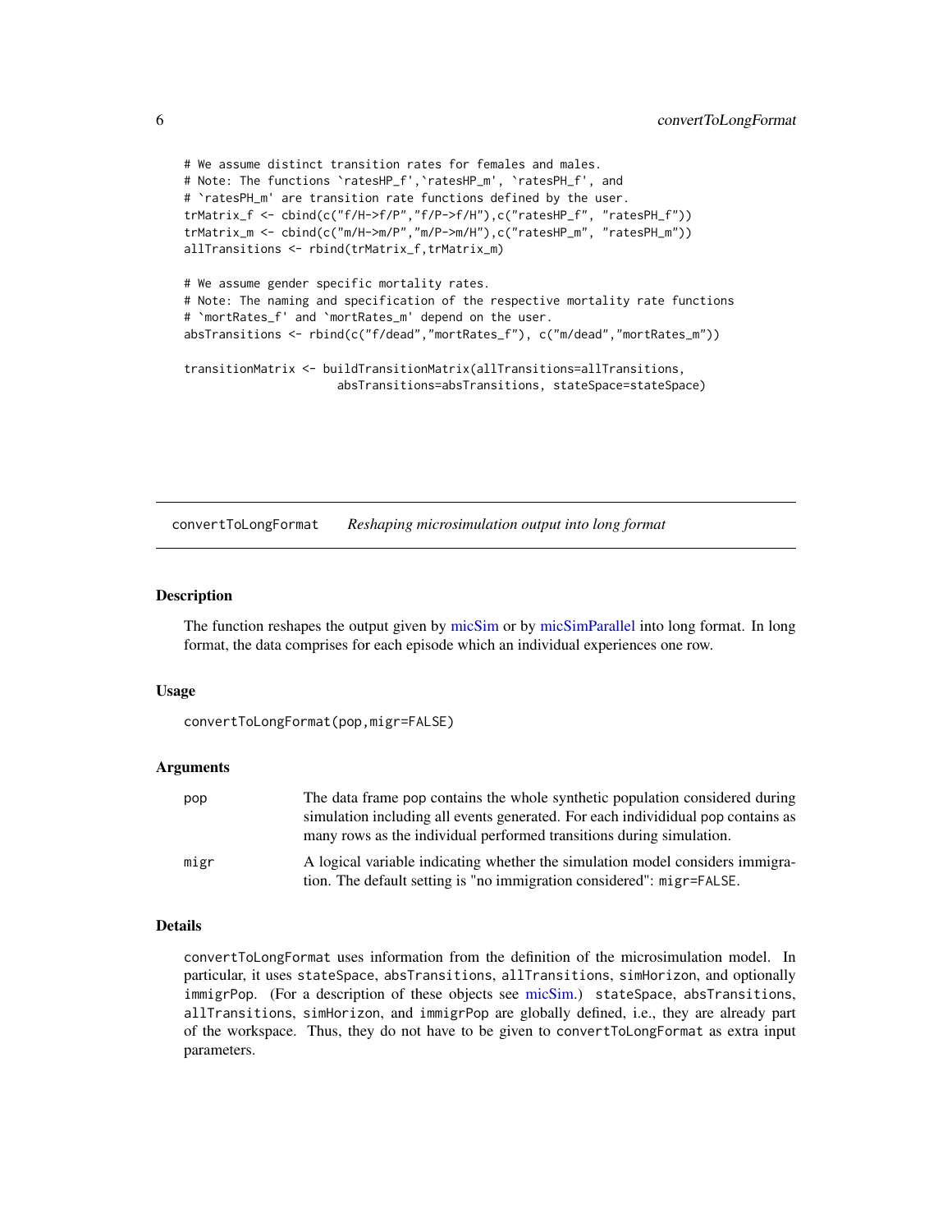```
# We assume distinct transition rates for females and males.
# Note: The functions `ratesHP_f',`ratesHP_m', `ratesPH_f', and
# `ratesPH_m' are transition rate functions defined by the user.
trMatrix_f <- cbind(c("f/H->f/P","f/P->f/H"),c("ratesHP_f", "ratesPH_f"))
trMatrix_m <- cbind(c("m/H->m/P","m/P->m/H"),c("ratesHP_m", "ratesPH_m"))
allTransitions <- rbind(trMatrix_f,trMatrix_m)

# We assume gender specific mortality rates.
# Note: The naming and specification of the respective mortality rate functions
# `mortRates_f' and `mortRates_m' depend on the user.
absTransitions <- rbind(c("f/dead","mortRates_f"), c("m/dead","mortRates_m"))

transitionMatrix <- buildTransitionMatrix(allTransitions=allTransitions,
                      absTransitions=absTransitions, stateSpace=stateSpace)
```

## convertToLongFormat — *Reshaping microsimulation output into long format*

### Description

The function reshapes the output given by micSim or by micSimParallel into long format. In long format, the data comprises for each episode which an individual experiences one row.

### Usage

```
convertToLongFormat(pop,migr=FALSE)
```

### Arguments

| | |
|---|---|
| `pop` | The data frame pop contains the whole synthetic population considered during simulation including all events generated. For each individidual pop contains as many rows as the individual performed transitions during simulation. |
| `migr` | A logical variable indicating whether the simulation model considers immigration. The default setting is "no immigration considered": `migr=FALSE`. |

### Details

`convertToLongFormat` uses information from the definition of the microsimulation model. In particular, it uses `stateSpace`, `absTransitions`, `allTransitions`, `simHorizon`, and optionally `immigrPop`. (For a description of these objects see micSim.) `stateSpace`, `absTransitions`, `allTransitions`, `simHorizon`, and `immigrPop` are globally defined, i.e., they are already part of the workspace. Thus, they do not have to be given to `convertToLongFormat` as extra input parameters.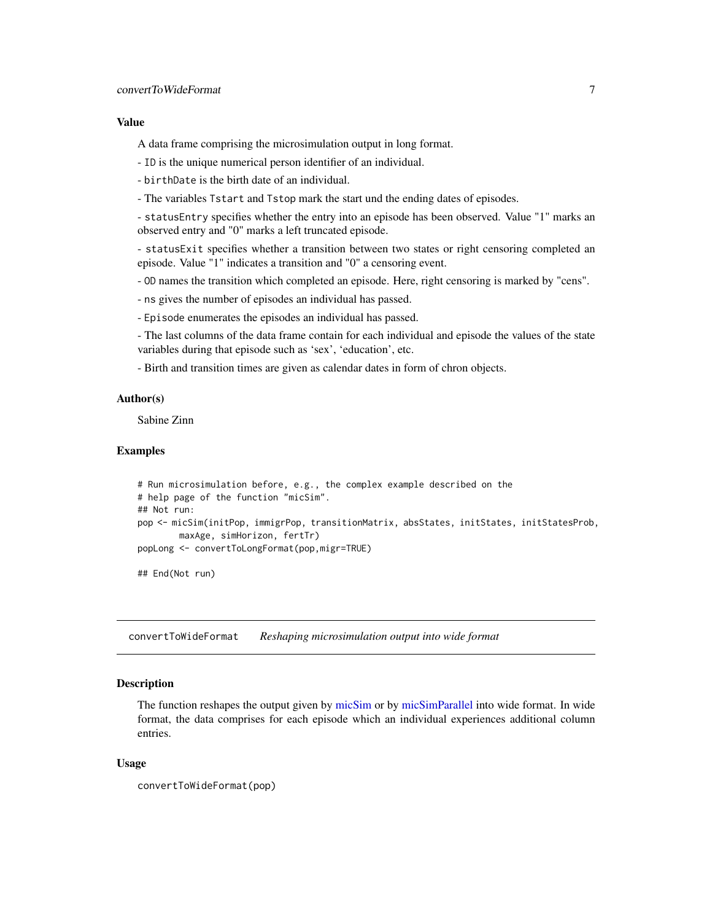### Value

A data frame comprising the microsimulation output in long format.

- `ID` is the unique numerical person identifier of an individual.

- `birthDate` is the birth date of an individual.

- The variables `Tstart` and `Tstop` mark the start und the ending dates of episodes.

- `statusEntry` specifies whether the entry into an episode has been observed. Value "1" marks an observed entry and "0" marks a left truncated episode.

- `statusExit` specifies whether a transition between two states or right censoring completed an episode. Value "1" indicates a transition and "0" a censoring event.

- `OD` names the transition which completed an episode. Here, right censoring is marked by "cens".

- `ns` gives the number of episodes an individual has passed.

- `Episode` enumerates the episodes an individual has passed.

- The last columns of the data frame contain for each individual and episode the values of the state variables during that episode such as 'sex', 'education', etc.

- Birth and transition times are given as calendar dates in form of chron objects.

### Author(s)

Sabine Zinn

### Examples

```
# Run microsimulation before, e.g., the complex example described on the
# help page of the function "micSim".
## Not run:
pop <- micSim(initPop, immigrPop, transitionMatrix, absStates, initStates, initStatesProb,
        maxAge, simHorizon, fertTr)
popLong <- convertToLongFormat(pop,migr=TRUE)

## End(Not run)
```

---

## convertToWideFormat *Reshaping microsimulation output into wide format*

### Description

The function reshapes the output given by micSim or by micSimParallel into wide format. In wide format, the data comprises for each episode which an individual experiences additional column entries.

### Usage

```
convertToWideFormat(pop)
```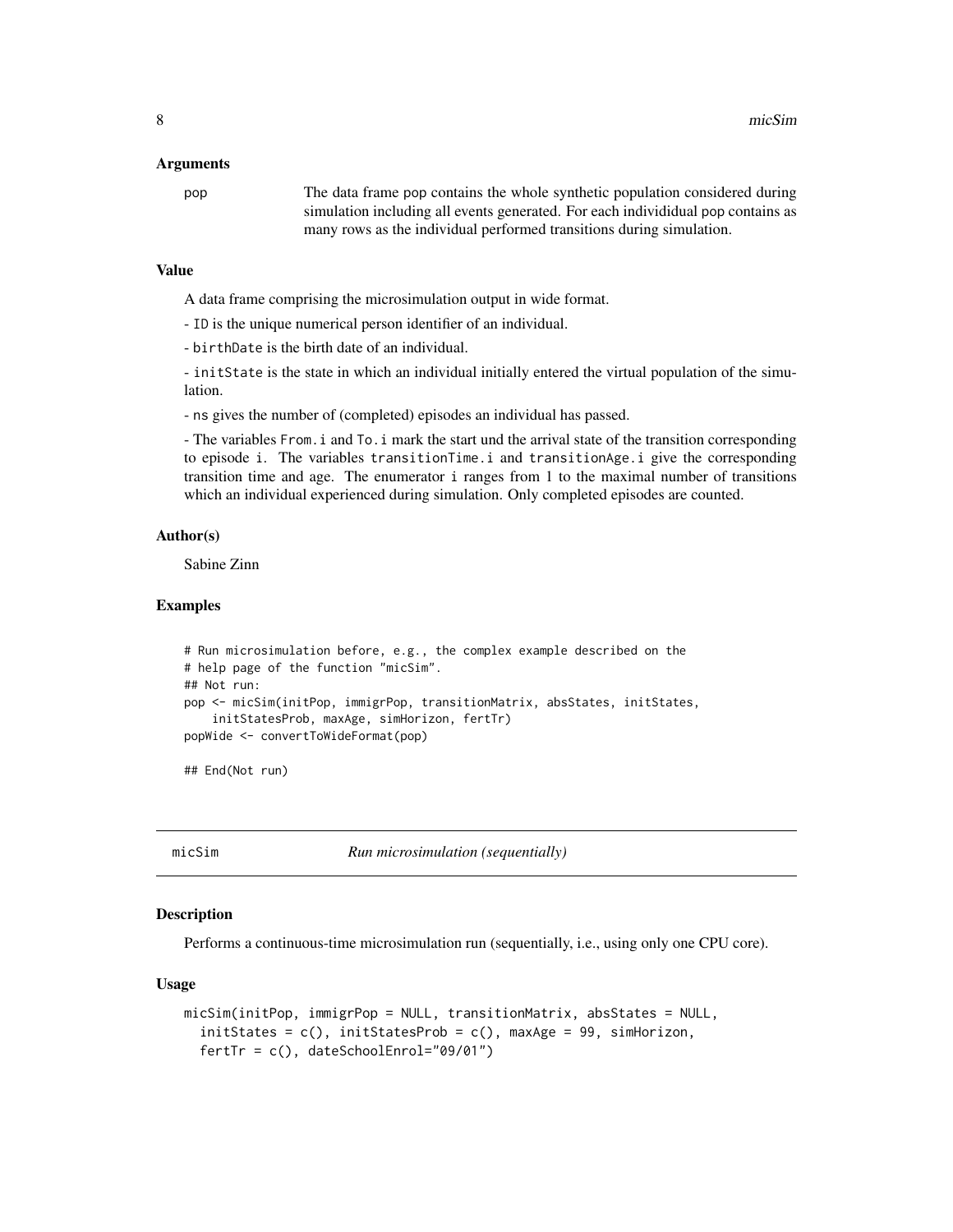### Arguments

`pop` The data frame pop contains the whole synthetic population considered during simulation including all events generated. For each individidual pop contains as many rows as the individual performed transitions during simulation.

### Value

A data frame comprising the microsimulation output in wide format.

- `ID` is the unique numerical person identifier of an individual.

- `birthDate` is the birth date of an individual.

- `initState` is the state in which an individual initially entered the virtual population of the simulation.

- `ns` gives the number of (completed) episodes an individual has passed.

- The variables `From.i` and `To.i` mark the start und the arrival state of the transition corresponding to episode `i`. The variables `transitionTime.i` and `transitionAge.i` give the corresponding transition time and age. The enumerator `i` ranges from 1 to the maximal number of transitions which an individual experienced during simulation. Only completed episodes are counted.

### Author(s)

Sabine Zinn

### Examples

```
# Run microsimulation before, e.g., the complex example described on the
# help page of the function "micSim".
## Not run:
pop <- micSim(initPop, immigrPop, transitionMatrix, absStates, initStates,
    initStatesProb, maxAge, simHorizon, fertTr)
popWide <- convertToWideFormat(pop)

## End(Not run)
```

---

## micSim — *Run microsimulation (sequentially)*

### Description

Performs a continuous-time microsimulation run (sequentially, i.e., using only one CPU core).

### Usage

```
micSim(initPop, immigrPop = NULL, transitionMatrix, absStates = NULL,
  initStates = c(), initStatesProb = c(), maxAge = 99, simHorizon,
  fertTr = c(), dateSchoolEnrol="09/01")
```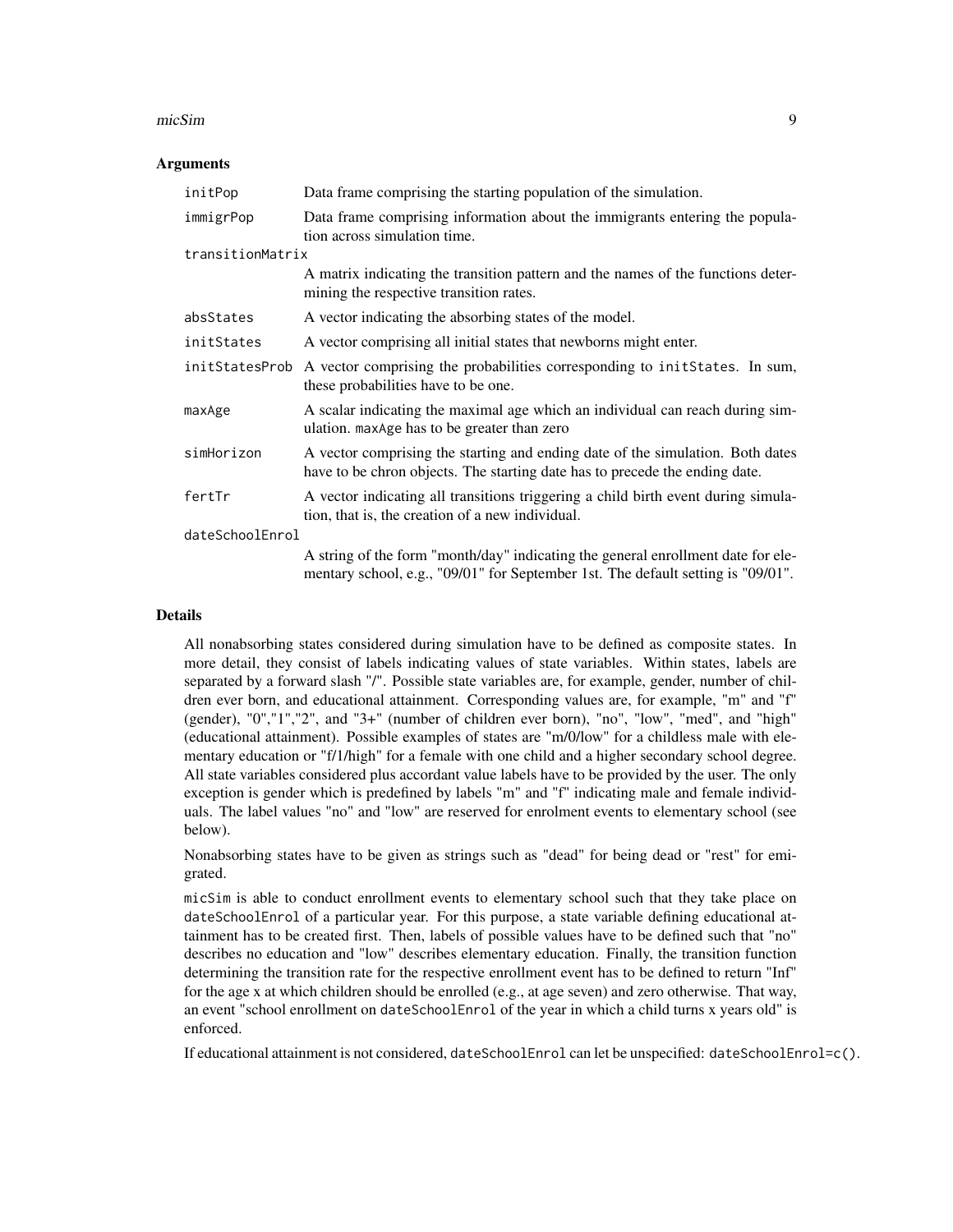### Arguments

| | |
|---|---|
| `initPop` | Data frame comprising the starting population of the simulation. |
| `immigrPop` | Data frame comprising information about the immigrants entering the population across simulation time. |
| `transitionMatrix` | A matrix indicating the transition pattern and the names of the functions determining the respective transition rates. |
| `absStates` | A vector indicating the absorbing states of the model. |
| `initStates` | A vector comprising all initial states that newborns might enter. |
| `initStatesProb` | A vector comprising the probabilities corresponding to `initStates`. In sum, these probabilities have to be one. |
| `maxAge` | A scalar indicating the maximal age which an individual can reach during simulation. `maxAge` has to be greater than zero |
| `simHorizon` | A vector comprising the starting and ending date of the simulation. Both dates have to be chron objects. The starting date has to precede the ending date. |
| `fertTr` | A vector indicating all transitions triggering a child birth event during simulation, that is, the creation of a new individual. |
| `dateSchoolEnrol` | A string of the form "month/day" indicating the general enrollment date for elementary school, e.g., "09/01" for September 1st. The default setting is "09/01". |

### Details

All nonabsorbing states considered during simulation have to be defined as composite states. In more detail, they consist of labels indicating values of state variables. Within states, labels are separated by a forward slash "/". Possible state variables are, for example, gender, number of children ever born, and educational attainment. Corresponding values are, for example, "m" and "f" (gender), "0","1","2", and "3+" (number of children ever born), "no", "low", "med", and "high" (educational attainment). Possible examples of states are "m/0/low" for a childless male with elementary education or "f/1/high" for a female with one child and a higher secondary school degree. All state variables considered plus accordant value labels have to be provided by the user. The only exception is gender which is predefined by labels "m" and "f" indicating male and female individuals. The label values "no" and "low" are reserved for enrolment events to elementary school (see below).

Nonabsorbing states have to be given as strings such as "dead" for being dead or "rest" for emigrated.

`micSim` is able to conduct enrollment events to elementary school such that they take place on `dateSchoolEnrol` of a particular year. For this purpose, a state variable defining educational attainment has to be created first. Then, labels of possible values have to be defined such that "no" describes no education and "low" describes elementary education. Finally, the transition function determining the transition rate for the respective enrollment event has to be defined to return "Inf" for the age x at which children should be enrolled (e.g., at age seven) and zero otherwise. That way, an event "school enrollment on `dateSchoolEnrol` of the year in which a child turns x years old" is enforced.

If educational attainment is not considered, `dateSchoolEnrol` can let be unspecified: `dateSchoolEnrol=c()`.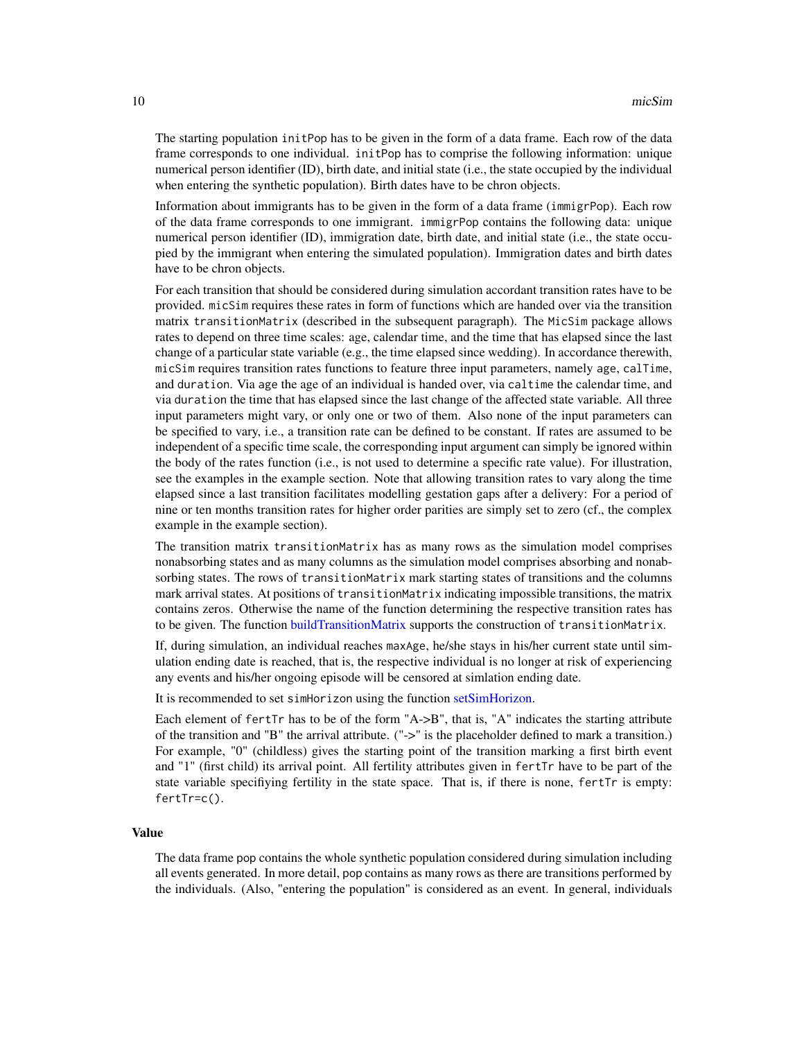The starting population `initPop` has to be given in the form of a data frame. Each row of the data frame corresponds to one individual. `initPop` has to comprise the following information: unique numerical person identifier (ID), birth date, and initial state (i.e., the state occupied by the individual when entering the synthetic population). Birth dates have to be chron objects.

Information about immigrants has to be given in the form of a data frame (`immigrPop`). Each row of the data frame corresponds to one immigrant. `immigrPop` contains the following data: unique numerical person identifier (ID), immigration date, birth date, and initial state (i.e., the state occupied by the immigrant when entering the simulated population). Immigration dates and birth dates have to be chron objects.

For each transition that should be considered during simulation accordant transition rates have to be provided. `micSim` requires these rates in form of functions which are handed over via the transition matrix `transitionMatrix` (described in the subsequent paragraph). The `MicSim` package allows rates to depend on three time scales: age, calendar time, and the time that has elapsed since the last change of a particular state variable (e.g., the time elapsed since wedding). In accordance therewith, `micSim` requires transition rates functions to feature three input parameters, namely `age`, `calTime`, and `duration`. Via `age` the age of an individual is handed over, via `caltime` the calendar time, and via `duration` the time that has elapsed since the last change of the affected state variable. All three input parameters might vary, or only one or two of them. Also none of the input parameters can be specified to vary, i.e., a transition rate can be defined to be constant. If rates are assumed to be independent of a specific time scale, the corresponding input argument can simply be ignored within the body of the rates function (i.e., is not used to determine a specific rate value). For illustration, see the examples in the example section. Note that allowing transition rates to vary along the time elapsed since a last transition facilitates modelling gestation gaps after a delivery: For a period of nine or ten months transition rates for higher order parities are simply set to zero (cf., the complex example in the example section).

The transition matrix `transitionMatrix` has as many rows as the simulation model comprises nonabsorbing states and as many columns as the simulation model comprises absorbing and nonabsorbing states. The rows of `transitionMatrix` mark starting states of transitions and the columns mark arrival states. At positions of `transitionMatrix` indicating impossible transitions, the matrix contains zeros. Otherwise the name of the function determining the respective transition rates has to be given. The function buildTransitionMatrix supports the construction of `transitionMatrix`.

If, during simulation, an individual reaches `maxAge`, he/she stays in his/her current state until simulation ending date is reached, that is, the respective individual is no longer at risk of experiencing any events and his/her ongoing episode will be censored at simlation ending date.

It is recommended to set `simHorizon` using the function setSimHorizon.

Each element of `fertTr` has to be of the form "A->B", that is, "A" indicates the starting attribute of the transition and "B" the arrival attribute. ("->" is the placeholder defined to mark a transition.) For example, "0" (childless) gives the starting point of the transition marking a first birth event and "1" (first child) its arrival point. All fertility attributes given in `fertTr` have to be part of the state variable specifiying fertility in the state space. That is, if there is none, `fertTr` is empty: `fertTr=c()`.

### Value

The data frame `pop` contains the whole synthetic population considered during simulation including all events generated. In more detail, `pop` contains as many rows as there are transitions performed by the individuals. (Also, "entering the population" is considered as an event. In general, individuals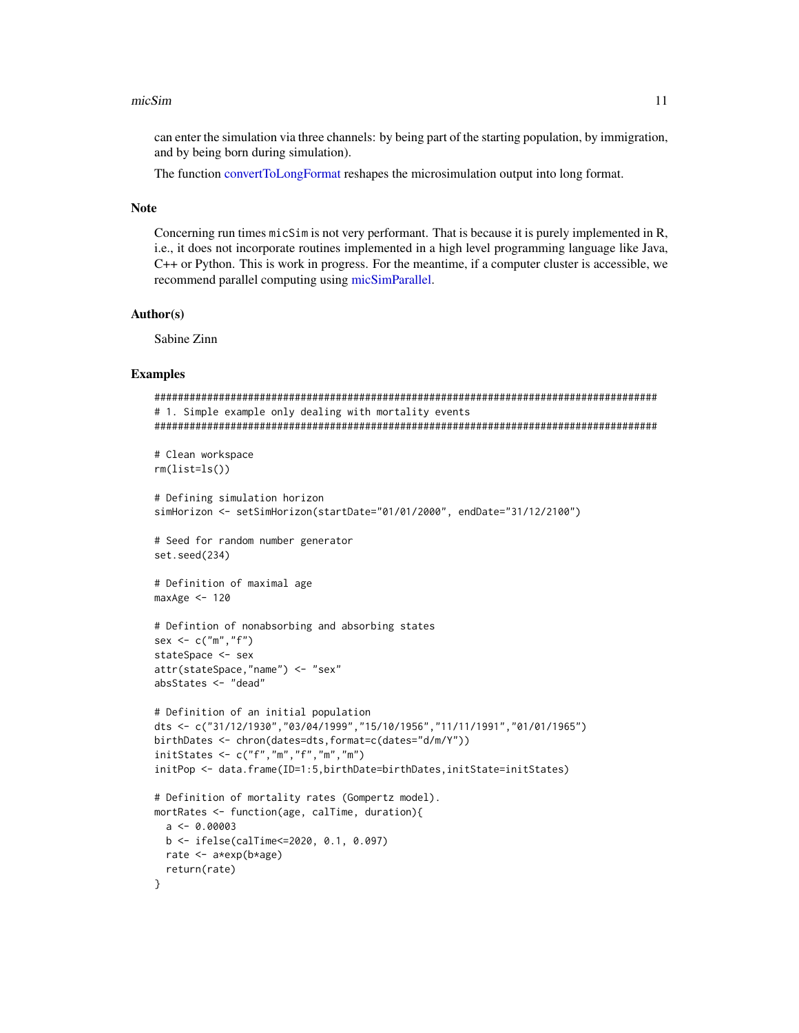can enter the simulation via three channels: by being part of the starting population, by immigration, and by being born during simulation).

The function convertToLongFormat reshapes the microsimulation output into long format.

## Note

Concerning run times `micSim` is not very performant. That is because it is purely implemented in R, i.e., it does not incorporate routines implemented in a high level programming language like Java, C++ or Python. This is work in progress. For the meantime, if a computer cluster is accessible, we recommend parallel computing using micSimParallel.

## Author(s)

Sabine Zinn

## Examples

```
#########################################################################################
# 1. Simple example only dealing with mortality events
#########################################################################################

# Clean workspace
rm(list=ls())

# Defining simulation horizon
simHorizon <- setSimHorizon(startDate="01/01/2000", endDate="31/12/2100")

# Seed for random number generator
set.seed(234)

# Definition of maximal age
maxAge <- 120

# Defintion of nonabsorbing and absorbing states
sex <- c("m","f")
stateSpace <- sex
attr(stateSpace,"name") <- "sex"
absStates <- "dead"

# Definition of an initial population
dts <- c("31/12/1930","03/04/1999","15/10/1956","11/11/1991","01/01/1965")
birthDates <- chron(dates=dts,format=c(dates="d/m/Y"))
initStates <- c("f","m","f","m","m")
initPop <- data.frame(ID=1:5,birthDate=birthDates,initState=initStates)

# Definition of mortality rates (Gompertz model).
mortRates <- function(age, calTime, duration){
  a <- 0.00003
  b <- ifelse(calTime<=2020, 0.1, 0.097)
  rate <- a*exp(b*age)
  return(rate)
}
```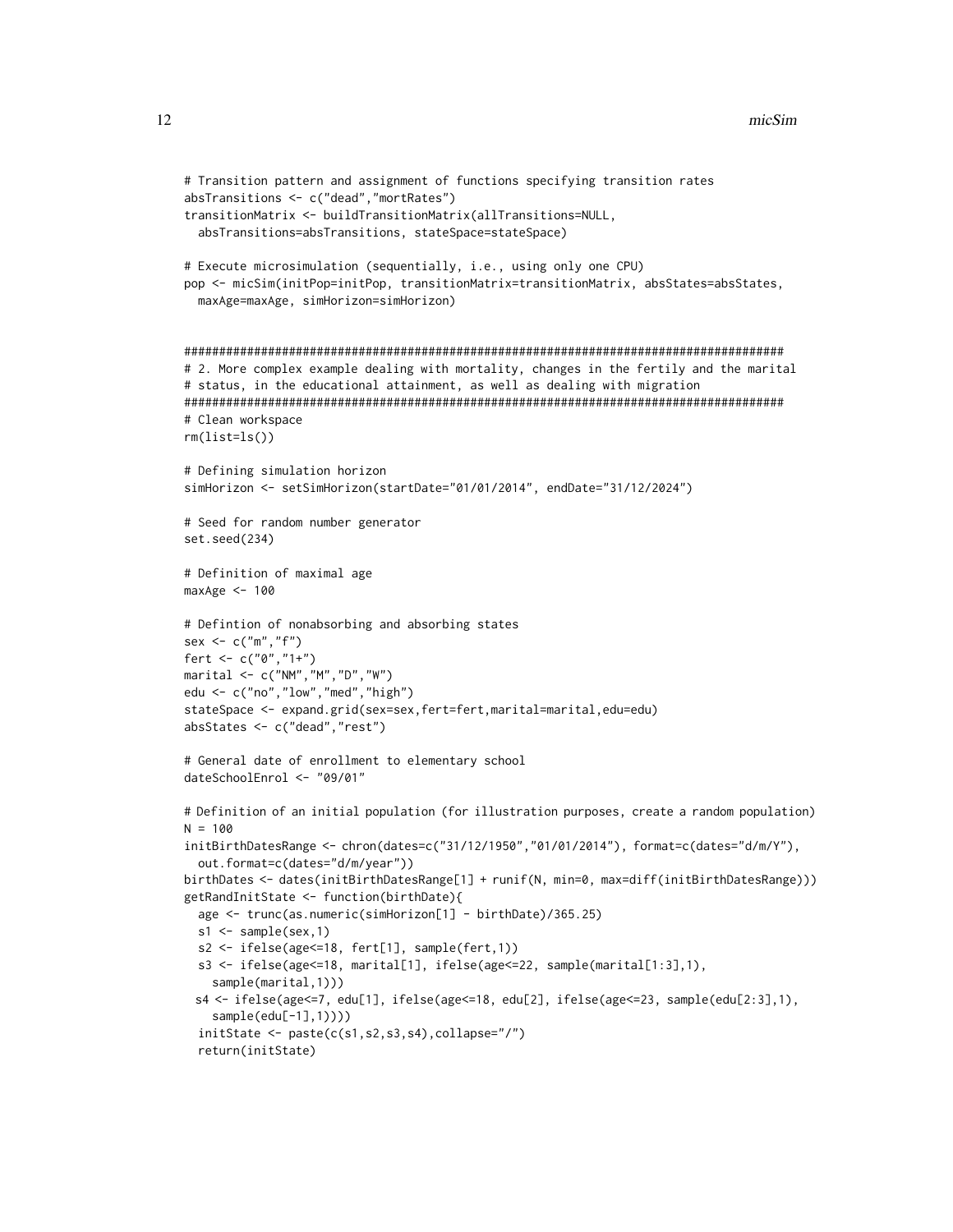```
# Transition pattern and assignment of functions specifying transition rates
absTransitions <- c("dead","mortRates")
transitionMatrix <- buildTransitionMatrix(allTransitions=NULL,
  absTransitions=absTransitions, stateSpace=stateSpace)

# Execute microsimulation (sequentially, i.e., using only one CPU)
pop <- micSim(initPop=initPop, transitionMatrix=transitionMatrix, absStates=absStates,
  maxAge=maxAge, simHorizon=simHorizon)


#######################################################################################
# 2. More complex example dealing with mortality, changes in the fertily and the marital
# status, in the educational attainment, as well as dealing with migration
#######################################################################################
# Clean workspace
rm(list=ls())

# Defining simulation horizon
simHorizon <- setSimHorizon(startDate="01/01/2014", endDate="31/12/2024")

# Seed for random number generator
set.seed(234)

# Definition of maximal age
maxAge <- 100

# Defintion of nonabsorbing and absorbing states
sex <- c("m","f")
fert <- c("0","1+")
marital <- c("NM","M","D","W")
edu <- c("no","low","med","high")
stateSpace <- expand.grid(sex=sex,fert=fert,marital=marital,edu=edu)
absStates <- c("dead","rest")

# General date of enrollment to elementary school
dateSchoolEnrol <- "09/01"

# Definition of an initial population (for illustration purposes, create a random population)
N = 100
initBirthDatesRange <- chron(dates=c("31/12/1950","01/01/2014"), format=c(dates="d/m/Y"),
  out.format=c(dates="d/m/year"))
birthDates <- dates(initBirthDatesRange[1] + runif(N, min=0, max=diff(initBirthDatesRange)))
getRandInitState <- function(birthDate){
  age <- trunc(as.numeric(simHorizon[1] - birthDate)/365.25)
  s1 <- sample(sex,1)
  s2 <- ifelse(age<=18, fert[1], sample(fert,1))
  s3 <- ifelse(age<=18, marital[1], ifelse(age<=22, sample(marital[1:3],1),
    sample(marital,1)))
 s4 <- ifelse(age<=7, edu[1], ifelse(age<=18, edu[2], ifelse(age<=23, sample(edu[2:3],1),
    sample(edu[-1],1))))
  initState <- paste(c(s1,s2,s3,s4),collapse="/")
  return(initState)
```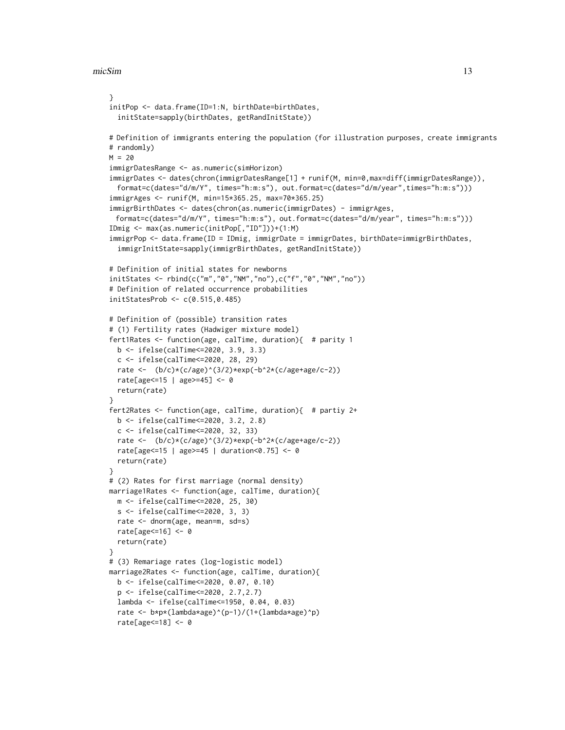```
}
initPop <- data.frame(ID=1:N, birthDate=birthDates,
  initState=sapply(birthDates, getRandInitState))

# Definition of immigrants entering the population (for illustration purposes, create immigrants
# randomly)
M = 20
immigrDatesRange <- as.numeric(simHorizon)
immigrDates <- dates(chron(immigrDatesRange[1] + runif(M, min=0,max=diff(immigrDatesRange)),
  format=c(dates="d/m/Y", times="h:m:s"), out.format=c(dates="d/m/year",times="h:m:s")))
immigrAges <- runif(M, min=15*365.25, max=70*365.25)
immigrBirthDates <- dates(chron(as.numeric(immigrDates) - immigrAges,
 format=c(dates="d/m/Y", times="h:m:s"), out.format=c(dates="d/m/year", times="h:m:s")))
IDmig <- max(as.numeric(initPop[,"ID"]))+(1:M)
immigrPop <- data.frame(ID = IDmig, immigrDate = immigrDates, birthDate=immigrBirthDates,
  immigrInitState=sapply(immigrBirthDates, getRandInitState))

# Definition of initial states for newborns
initStates <- rbind(c("m","0","NM","no"),c("f","0","NM","no"))
# Definition of related occurrence probabilities
initStatesProb <- c(0.515,0.485)

# Definition of (possible) transition rates
# (1) Fertility rates (Hadwiger mixture model)
fert1Rates <- function(age, calTime, duration){  # parity 1
  b <- ifelse(calTime<=2020, 3.9, 3.3)
  c <- ifelse(calTime<=2020, 28, 29)
  rate <-  (b/c)*(c/age)^(3/2)*exp(-b^2*(c/age+age/c-2))
  rate[age<=15 | age>=45] <- 0
  return(rate)
}
fert2Rates <- function(age, calTime, duration){  # partiy 2+
  b <- ifelse(calTime<=2020, 3.2, 2.8)
  c <- ifelse(calTime<=2020, 32, 33)
  rate <-  (b/c)*(c/age)^(3/2)*exp(-b^2*(c/age+age/c-2))
  rate[age<=15 | age>=45 | duration<0.75] <- 0
  return(rate)
}
# (2) Rates for first marriage (normal density)
marriage1Rates <- function(age, calTime, duration){
  m <- ifelse(calTime<=2020, 25, 30)
  s <- ifelse(calTime<=2020, 3, 3)
  rate <- dnorm(age, mean=m, sd=s)
  rate[age<=16] <- 0
  return(rate)
}
# (3) Remariage rates (log-logistic model)
marriage2Rates <- function(age, calTime, duration){
  b <- ifelse(calTime<=2020, 0.07, 0.10)
  p <- ifelse(calTime<=2020, 2.7,2.7)
  lambda <- ifelse(calTime<=1950, 0.04, 0.03)
  rate <- b*p*(lambda*age)^(p-1)/(1+(lambda*age)^p)
  rate[age<=18] <- 0
```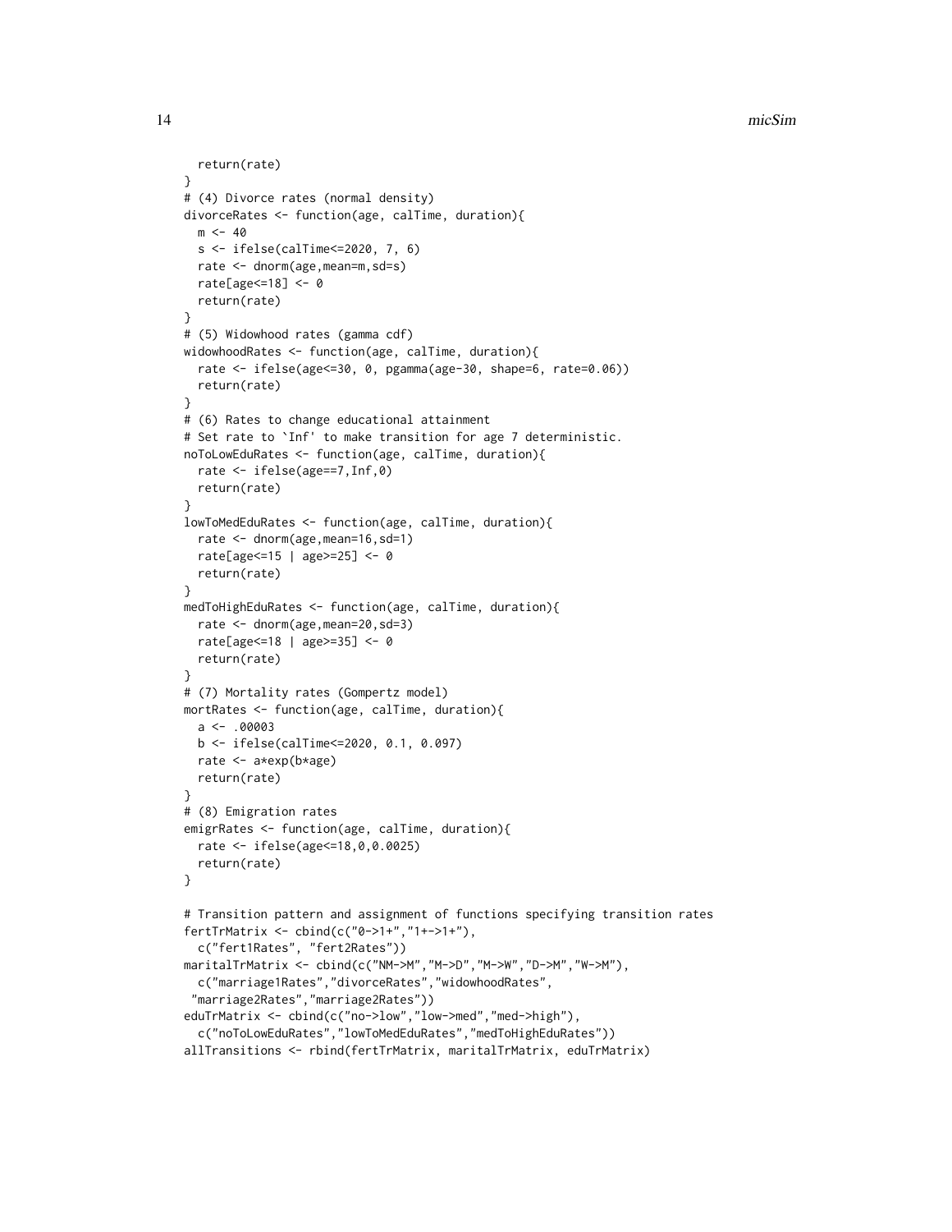```
  return(rate)
}
# (4) Divorce rates (normal density)
divorceRates <- function(age, calTime, duration){
  m <- 40
  s <- ifelse(calTime<=2020, 7, 6)
  rate <- dnorm(age,mean=m,sd=s)
  rate[age<=18] <- 0
  return(rate)
}
# (5) Widowhood rates (gamma cdf)
widowhoodRates <- function(age, calTime, duration){
  rate <- ifelse(age<=30, 0, pgamma(age-30, shape=6, rate=0.06))
  return(rate)
}
# (6) Rates to change educational attainment
# Set rate to `Inf' to make transition for age 7 deterministic.
noToLowEduRates <- function(age, calTime, duration){
  rate <- ifelse(age==7,Inf,0)
  return(rate)
}
lowToMedEduRates <- function(age, calTime, duration){
  rate <- dnorm(age,mean=16,sd=1)
  rate[age<=15 | age>=25] <- 0
  return(rate)
}
medToHighEduRates <- function(age, calTime, duration){
  rate <- dnorm(age,mean=20,sd=3)
  rate[age<=18 | age>=35] <- 0
  return(rate)
}
# (7) Mortality rates (Gompertz model)
mortRates <- function(age, calTime, duration){
  a <- .00003
  b <- ifelse(calTime<=2020, 0.1, 0.097)
  rate <- a*exp(b*age)
  return(rate)
}
# (8) Emigration rates
emigrRates <- function(age, calTime, duration){
  rate <- ifelse(age<=18,0,0.0025)
  return(rate)
}

# Transition pattern and assignment of functions specifying transition rates
fertTrMatrix <- cbind(c("0->1+","1+->1+"),
  c("fert1Rates", "fert2Rates"))
maritalTrMatrix <- cbind(c("NM->M","M->D","M->W","D->M","W->M"),
  c("marriage1Rates","divorceRates","widowhoodRates",
 "marriage2Rates","marriage2Rates"))
eduTrMatrix <- cbind(c("no->low","low->med","med->high"),
  c("noToLowEduRates","lowToMedEduRates","medToHighEduRates"))
allTransitions <- rbind(fertTrMatrix, maritalTrMatrix, eduTrMatrix)
```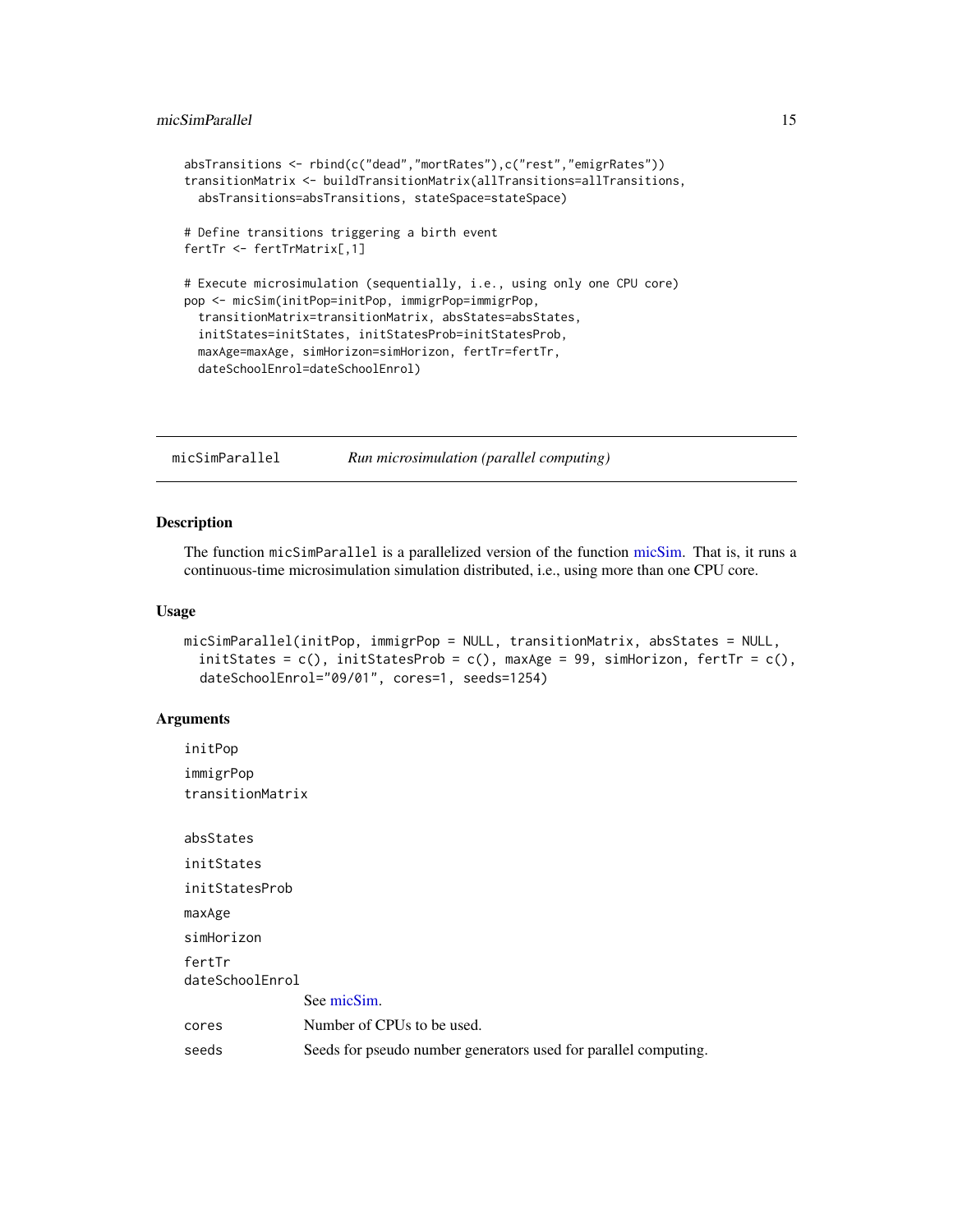```
absTransitions <- rbind(c("dead","mortRates"),c("rest","emigrRates"))
transitionMatrix <- buildTransitionMatrix(allTransitions=allTransitions,
  absTransitions=absTransitions, stateSpace=stateSpace)

# Define transitions triggering a birth event
fertTr <- fertTrMatrix[,1]

# Execute microsimulation (sequentially, i.e., using only one CPU core)
pop <- micSim(initPop=initPop, immigrPop=immigrPop,
  transitionMatrix=transitionMatrix, absStates=absStates,
  initStates=initStates, initStatesProb=initStatesProb,
  maxAge=maxAge, simHorizon=simHorizon, fertTr=fertTr,
  dateSchoolEnrol=dateSchoolEnrol)
```

## micSimParallel — *Run microsimulation (parallel computing)*

### Description

The function micSimParallel is a parallelized version of the function micSim. That is, it runs a continuous-time microsimulation simulation distributed, i.e., using more than one CPU core.

### Usage

```
micSimParallel(initPop, immigrPop = NULL, transitionMatrix, absStates = NULL,
  initStates = c(), initStatesProb = c(), maxAge = 99, simHorizon, fertTr = c(),
  dateSchoolEnrol="09/01", cores=1, seeds=1254)
```

### Arguments

| Argument | Description |
|---|---|
| initPop<br>immigrPop<br>transitionMatrix<br>absStates<br>initStates<br>initStatesProb<br>maxAge<br>simHorizon<br>fertTr<br>dateSchoolEnrol | See micSim. |
| cores | Number of CPUs to be used. |
| seeds | Seeds for pseudo number generators used for parallel computing. |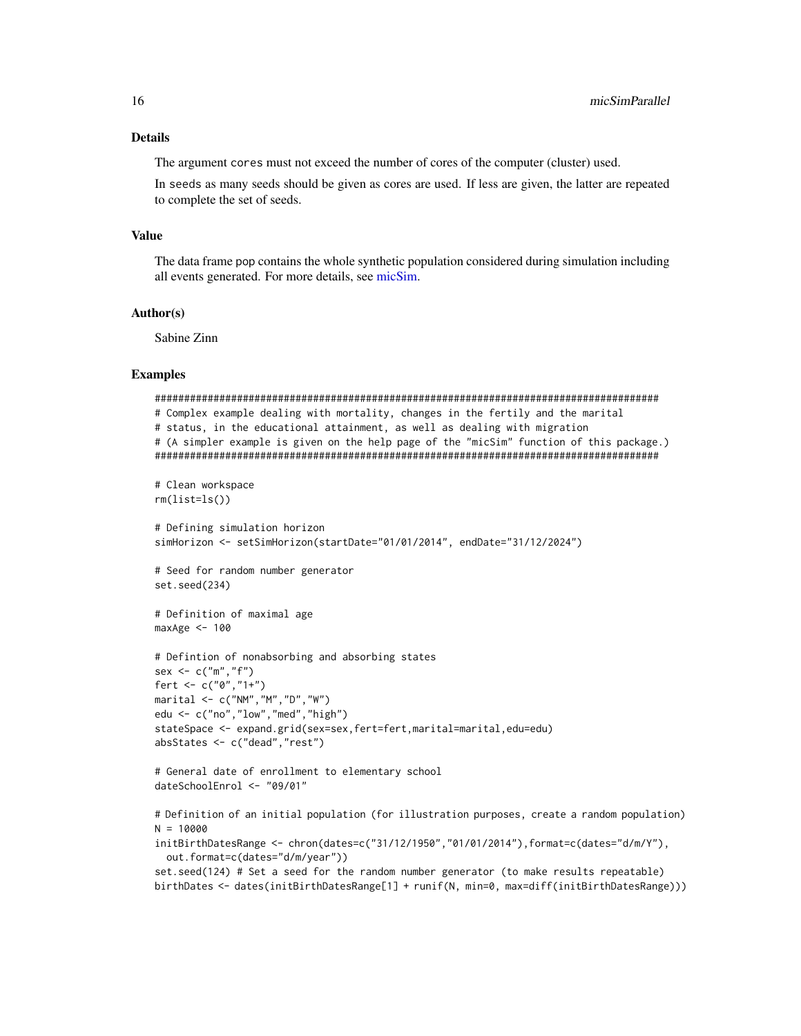### Details

The argument cores must not exceed the number of cores of the computer (cluster) used.

In seeds as many seeds should be given as cores are used. If less are given, the latter are repeated to complete the set of seeds.

### Value

The data frame pop contains the whole synthetic population considered during simulation including all events generated. For more details, see micSim.

### Author(s)

Sabine Zinn

### Examples

```
#########################################################################################
# Complex example dealing with mortality, changes in the fertily and the marital
# status, in the educational attainment, as well as dealing with migration
# (A simpler example is given on the help page of the "micSim" function of this package.)
#########################################################################################

# Clean workspace
rm(list=ls())

# Defining simulation horizon
simHorizon <- setSimHorizon(startDate="01/01/2014", endDate="31/12/2024")

# Seed for random number generator
set.seed(234)

# Definition of maximal age
maxAge <- 100

# Defintion of nonabsorbing and absorbing states
sex <- c("m","f")
fert <- c("0","1+")
marital <- c("NM","M","D","W")
edu <- c("no","low","med","high")
stateSpace <- expand.grid(sex=sex,fert=fert,marital=marital,edu=edu)
absStates <- c("dead","rest")

# General date of enrollment to elementary school
dateSchoolEnrol <- "09/01"

# Definition of an initial population (for illustration purposes, create a random population)
N = 10000
initBirthDatesRange <- chron(dates=c("31/12/1950","01/01/2014"),format=c(dates="d/m/Y"),
  out.format=c(dates="d/m/year"))
set.seed(124) # Set a seed for the random number generator (to make results repeatable)
birthDates <- dates(initBirthDatesRange[1] + runif(N, min=0, max=diff(initBirthDatesRange)))
```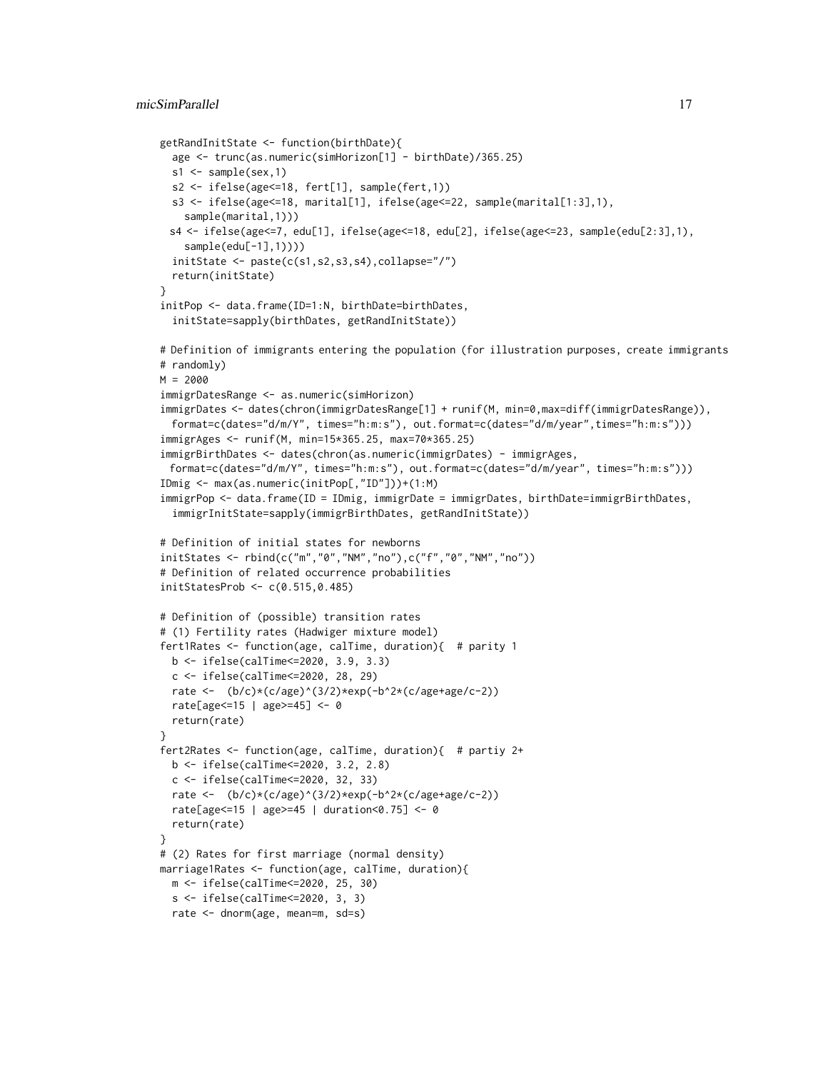```
getRandInitState <- function(birthDate){
  age <- trunc(as.numeric(simHorizon[1] - birthDate)/365.25)
  s1 <- sample(sex,1)
  s2 <- ifelse(age<=18, fert[1], sample(fert,1))
  s3 <- ifelse(age<=18, marital[1], ifelse(age<=22, sample(marital[1:3],1),
    sample(marital,1)))
 s4 <- ifelse(age<=7, edu[1], ifelse(age<=18, edu[2], ifelse(age<=23, sample(edu[2:3],1),
    sample(edu[-1],1))))
  initState <- paste(c(s1,s2,s3,s4),collapse="/")
  return(initState)
}
initPop <- data.frame(ID=1:N, birthDate=birthDates,
  initState=sapply(birthDates, getRandInitState))

# Definition of immigrants entering the population (for illustration purposes, create immigrants
# randomly)
M = 2000
immigrDatesRange <- as.numeric(simHorizon)
immigrDates <- dates(chron(immigrDatesRange[1] + runif(M, min=0,max=diff(immigrDatesRange)),
  format=c(dates="d/m/Y", times="h:m:s"), out.format=c(dates="d/m/year",times="h:m:s")))
immigrAges <- runif(M, min=15*365.25, max=70*365.25)
immigrBirthDates <- dates(chron(as.numeric(immigrDates) - immigrAges,
 format=c(dates="d/m/Y", times="h:m:s"), out.format=c(dates="d/m/year", times="h:m:s")))
IDmig <- max(as.numeric(initPop[,"ID"]))+(1:M)
immigrPop <- data.frame(ID = IDmig, immigrDate = immigrDates, birthDate=immigrBirthDates,
  immigrInitState=sapply(immigrBirthDates, getRandInitState))

# Definition of initial states for newborns
initStates <- rbind(c("m","0","NM","no"),c("f","0","NM","no"))
# Definition of related occurrence probabilities
initStatesProb <- c(0.515,0.485)

# Definition of (possible) transition rates
# (1) Fertility rates (Hadwiger mixture model)
fert1Rates <- function(age, calTime, duration){  # parity 1
  b <- ifelse(calTime<=2020, 3.9, 3.3)
  c <- ifelse(calTime<=2020, 28, 29)
  rate <-  (b/c)*(c/age)^(3/2)*exp(-b^2*(c/age+age/c-2))
  rate[age<=15 | age>=45] <- 0
  return(rate)
}
fert2Rates <- function(age, calTime, duration){  # partiy 2+
  b <- ifelse(calTime<=2020, 3.2, 2.8)
  c <- ifelse(calTime<=2020, 32, 33)
  rate <-  (b/c)*(c/age)^(3/2)*exp(-b^2*(c/age+age/c-2))
  rate[age<=15 | age>=45 | duration<0.75] <- 0
  return(rate)
}
# (2) Rates for first marriage (normal density)
marriage1Rates <- function(age, calTime, duration){
  m <- ifelse(calTime<=2020, 25, 30)
  s <- ifelse(calTime<=2020, 3, 3)
  rate <- dnorm(age, mean=m, sd=s)
```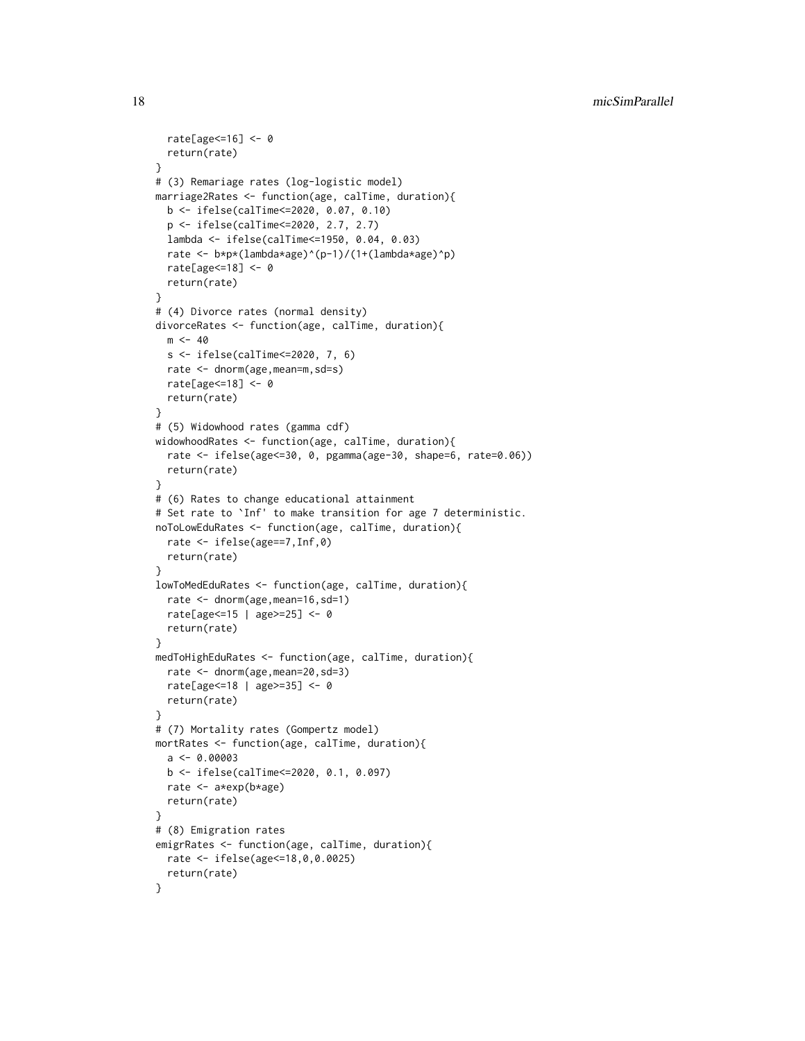```
  rate[age<=16] <- 0
  return(rate)
}
# (3) Remariage rates (log-logistic model)
marriage2Rates <- function(age, calTime, duration){
  b <- ifelse(calTime<=2020, 0.07, 0.10)
  p <- ifelse(calTime<=2020, 2.7, 2.7)
  lambda <- ifelse(calTime<=1950, 0.04, 0.03)
  rate <- b*p*(lambda*age)^(p-1)/(1+(lambda*age)^p)
  rate[age<=18] <- 0
  return(rate)
}
# (4) Divorce rates (normal density)
divorceRates <- function(age, calTime, duration){
  m <- 40
  s <- ifelse(calTime<=2020, 7, 6)
  rate <- dnorm(age,mean=m,sd=s)
  rate[age<=18] <- 0
  return(rate)
}
# (5) Widowhood rates (gamma cdf)
widowhoodRates <- function(age, calTime, duration){
  rate <- ifelse(age<=30, 0, pgamma(age-30, shape=6, rate=0.06))
  return(rate)
}
# (6) Rates to change educational attainment
# Set rate to `Inf' to make transition for age 7 deterministic.
noToLowEduRates <- function(age, calTime, duration){
  rate <- ifelse(age==7,Inf,0)
  return(rate)
}
lowToMedEduRates <- function(age, calTime, duration){
  rate <- dnorm(age,mean=16,sd=1)
  rate[age<=15 | age>=25] <- 0
  return(rate)
}
medToHighEduRates <- function(age, calTime, duration){
  rate <- dnorm(age,mean=20,sd=3)
  rate[age<=18 | age>=35] <- 0
  return(rate)
}
# (7) Mortality rates (Gompertz model)
mortRates <- function(age, calTime, duration){
  a <- 0.00003
  b <- ifelse(calTime<=2020, 0.1, 0.097)
  rate <- a*exp(b*age)
  return(rate)
}
# (8) Emigration rates
emigrRates <- function(age, calTime, duration){
  rate <- ifelse(age<=18,0,0.0025)
  return(rate)
}
```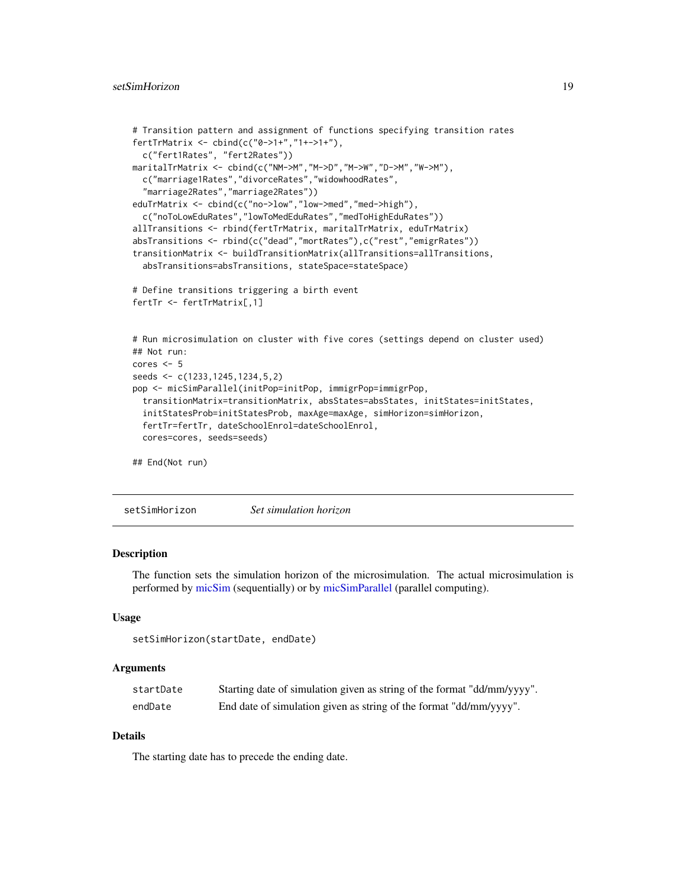```
# Transition pattern and assignment of functions specifying transition rates
fertTrMatrix <- cbind(c("0->1+","1+->1+"),
  c("fert1Rates", "fert2Rates"))
maritalTrMatrix <- cbind(c("NM->M","M->D","M->W","D->M","W->M"),
  c("marriage1Rates","divorceRates","widowhoodRates",
  "marriage2Rates","marriage2Rates"))
eduTrMatrix <- cbind(c("no->low","low->med","med->high"),
  c("noToLowEduRates","lowToMedEduRates","medToHighEduRates"))
allTransitions <- rbind(fertTrMatrix, maritalTrMatrix, eduTrMatrix)
absTransitions <- rbind(c("dead","mortRates"),c("rest","emigrRates"))
transitionMatrix <- buildTransitionMatrix(allTransitions=allTransitions,
  absTransitions=absTransitions, stateSpace=stateSpace)

# Define transitions triggering a birth event
fertTr <- fertTrMatrix[,1]


# Run microsimulation on cluster with five cores (settings depend on cluster used)
## Not run:
cores <- 5
seeds <- c(1233,1245,1234,5,2)
pop <- micSimParallel(initPop=initPop, immigrPop=immigrPop,
  transitionMatrix=transitionMatrix, absStates=absStates, initStates=initStates,
  initStatesProb=initStatesProb, maxAge=maxAge, simHorizon=simHorizon,
  fertTr=fertTr, dateSchoolEnrol=dateSchoolEnrol,
  cores=cores, seeds=seeds)

## End(Not run)
```

---

## setSimHorizon *Set simulation horizon*

### Description

The function sets the simulation horizon of the microsimulation. The actual microsimulation is performed by micSim (sequentially) or by micSimParallel (parallel computing).

### Usage

```
setSimHorizon(startDate, endDate)
```

### Arguments

| | |
|---|---|
| startDate | Starting date of simulation given as string of the format "dd/mm/yyyy". |
| endDate | End date of simulation given as string of the format "dd/mm/yyyy". |

### Details

The starting date has to precede the ending date.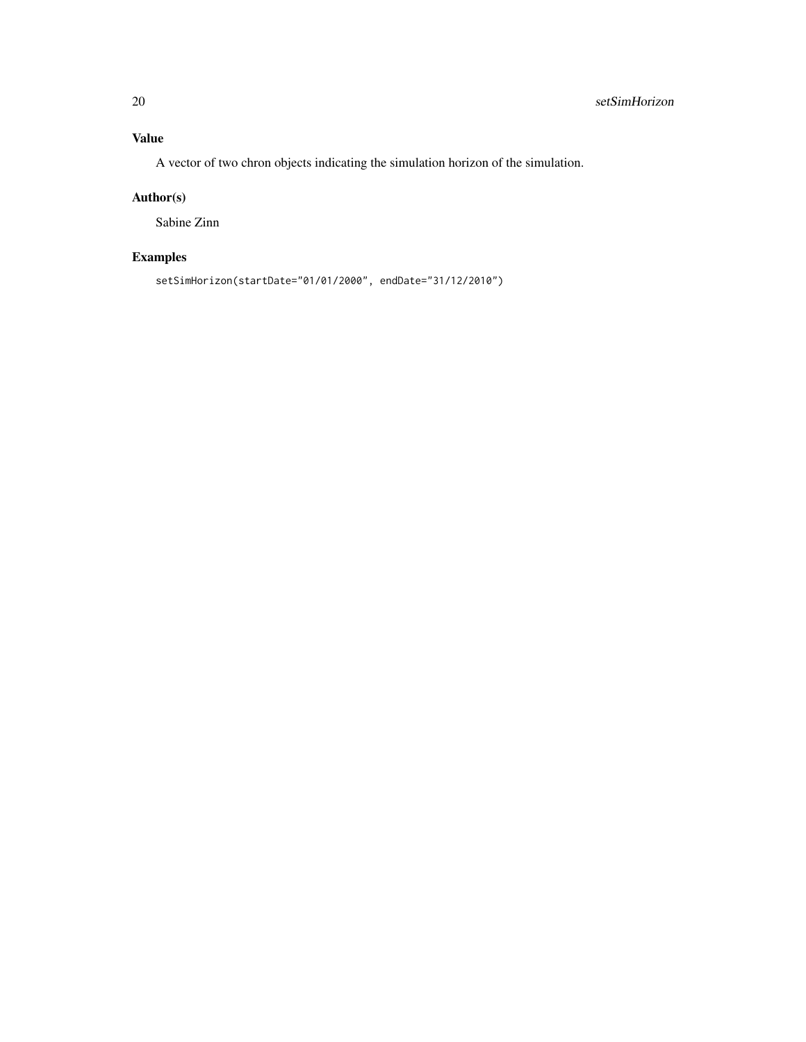## Value

A vector of two chron objects indicating the simulation horizon of the simulation.

## Author(s)

Sabine Zinn

## Examples

```
setSimHorizon(startDate="01/01/2000", endDate="31/12/2010")
```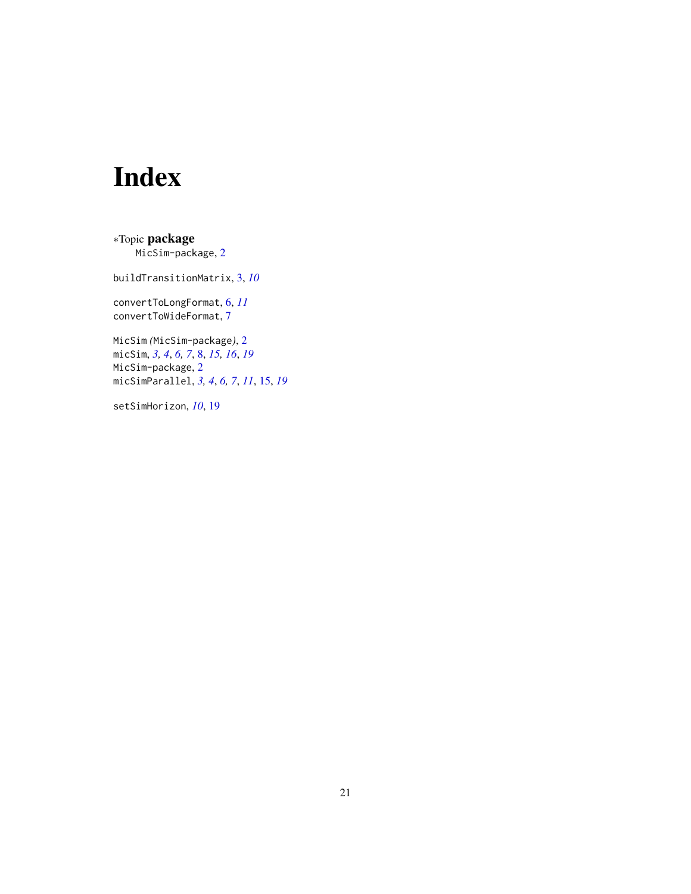# Index

∗Topic **package**

MicSim-package, 2

buildTransitionMatrix, 3, *10*

convertToLongFormat, 6, *11*
convertToWideFormat, 7

MicSim *(*MicSim-package*)*, 2
micSim, *3, 4*, *6, 7*, 8, *15, 16*, *19*
MicSim-package, 2
micSimParallel, *3, 4*, *6, 7*, *11*, 15, *19*

setSimHorizon, *10*, 19